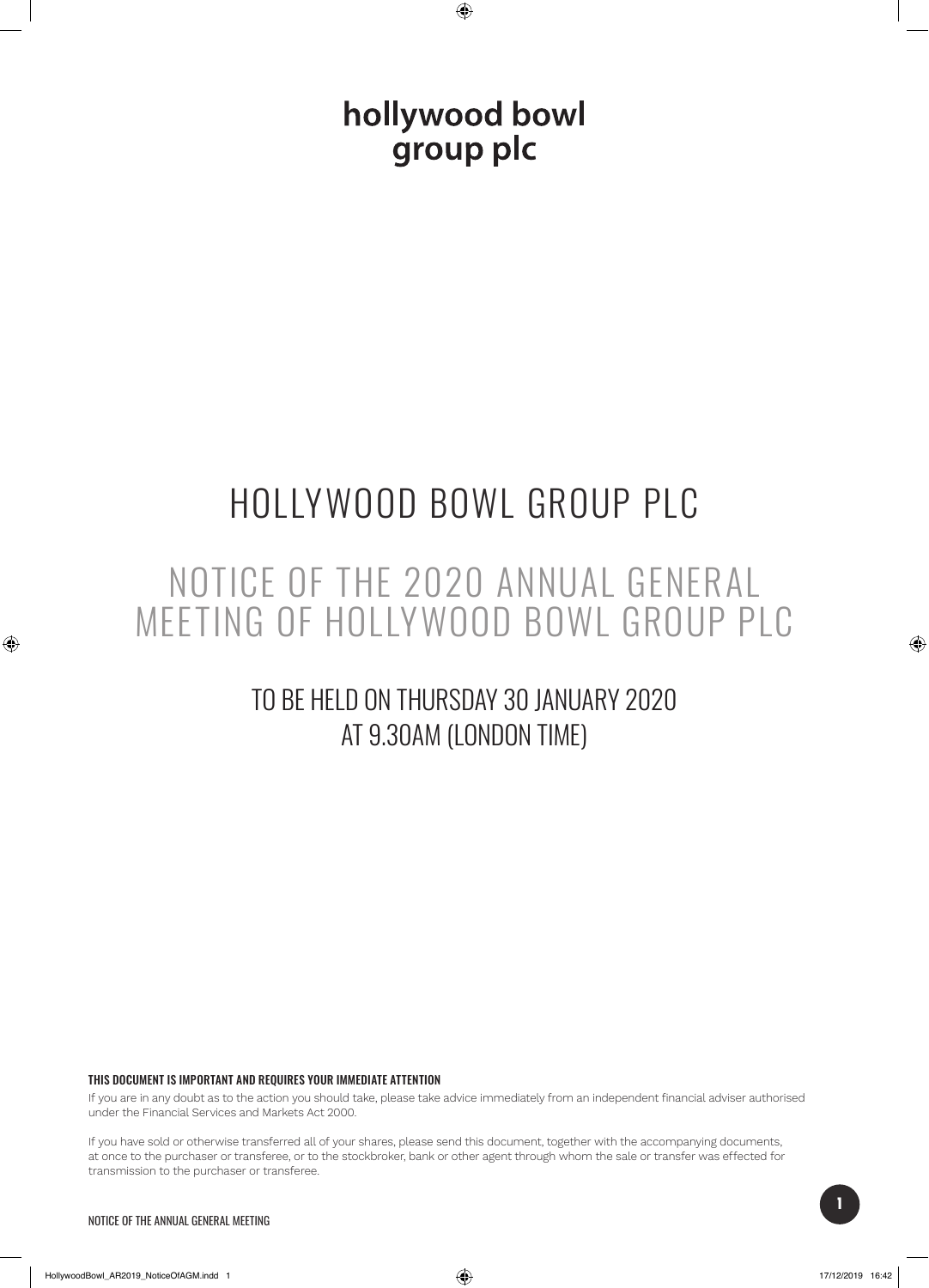hollywood bowl
group plc

# HOLLYWOOD BOWL GROUP PLC

## NOTICE OF THE 2020 ANNUAL GENERAL MEETING OF HOLLYWOOD BOWL GROUP PLC

### TO BE HELD ON THURSDAY 30 JANUARY 2020 AT 9.30AM (LONDON TIME)

**THIS DOCUMENT IS IMPORTANT AND REQUIRES YOUR IMMEDIATE ATTENTION**

If you are in any doubt as to the action you should take, please take advice immediately from an independent financial adviser authorised under the Financial Services and Markets Act 2000.

If you have sold or otherwise transferred all of your shares, please send this document, together with the accompanying documents, at once to the purchaser or transferee, or to the stockbroker, bank or other agent through whom the sale or transfer was effected for transmission to the purchaser or transferee.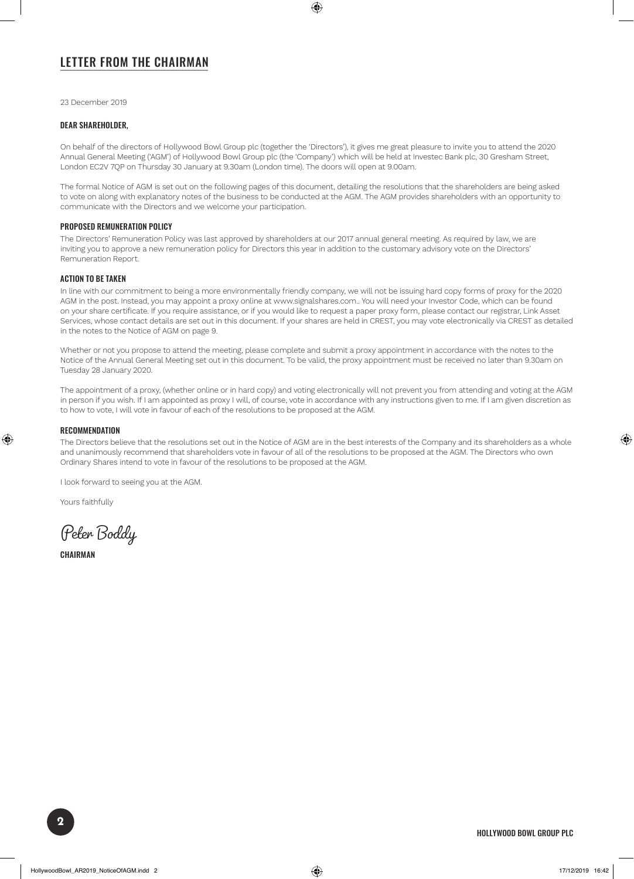# LETTER FROM THE CHAIRMAN

23 December 2019

## DEAR SHAREHOLDER,

On behalf of the directors of Hollywood Bowl Group plc (together the 'Directors'), it gives me great pleasure to invite you to attend the 2020 Annual General Meeting ('AGM') of Hollywood Bowl Group plc (the 'Company') which will be held at Investec Bank plc, 30 Gresham Street, London EC2V 7QP on Thursday 30 January at 9.30am (London time). The doors will open at 9.00am.

The formal Notice of AGM is set out on the following pages of this document, detailing the resolutions that the shareholders are being asked to vote on along with explanatory notes of the business to be conducted at the AGM. The AGM provides shareholders with an opportunity to communicate with the Directors and we welcome your participation.

## PROPOSED REMUNERATION POLICY

The Directors' Remuneration Policy was last approved by shareholders at our 2017 annual general meeting. As required by law, we are inviting you to approve a new remuneration policy for Directors this year in addition to the customary advisory vote on the Directors' Remuneration Report.

## ACTION TO BE TAKEN

In line with our commitment to being a more environmentally friendly company, we will not be issuing hard copy forms of proxy for the 2020 AGM in the post. Instead, you may appoint a proxy online at www.signalshares.com.. You will need your Investor Code, which can be found on your share certificate. If you require assistance, or if you would like to request a paper proxy form, please contact our registrar, Link Asset Services, whose contact details are set out in this document. If your shares are held in CREST, you may vote electronically via CREST as detailed in the notes to the Notice of AGM on page 9.

Whether or not you propose to attend the meeting, please complete and submit a proxy appointment in accordance with the notes to the Notice of the Annual General Meeting set out in this document. To be valid, the proxy appointment must be received no later than 9.30am on Tuesday 28 January 2020.

The appointment of a proxy, (whether online or in hard copy) and voting electronically will not prevent you from attending and voting at the AGM in person if you wish. If I am appointed as proxy I will, of course, vote in accordance with any instructions given to me. If I am given discretion as to how to vote, I will vote in favour of each of the resolutions to be proposed at the AGM.

## RECOMMENDATION

The Directors believe that the resolutions set out in the Notice of AGM are in the best interests of the Company and its shareholders as a whole and unanimously recommend that shareholders vote in favour of all of the resolutions to be proposed at the AGM. The Directors who own Ordinary Shares intend to vote in favour of the resolutions to be proposed at the AGM.

I look forward to seeing you at the AGM.

Yours faithfully

Peter Boddy

**CHAIRMAN**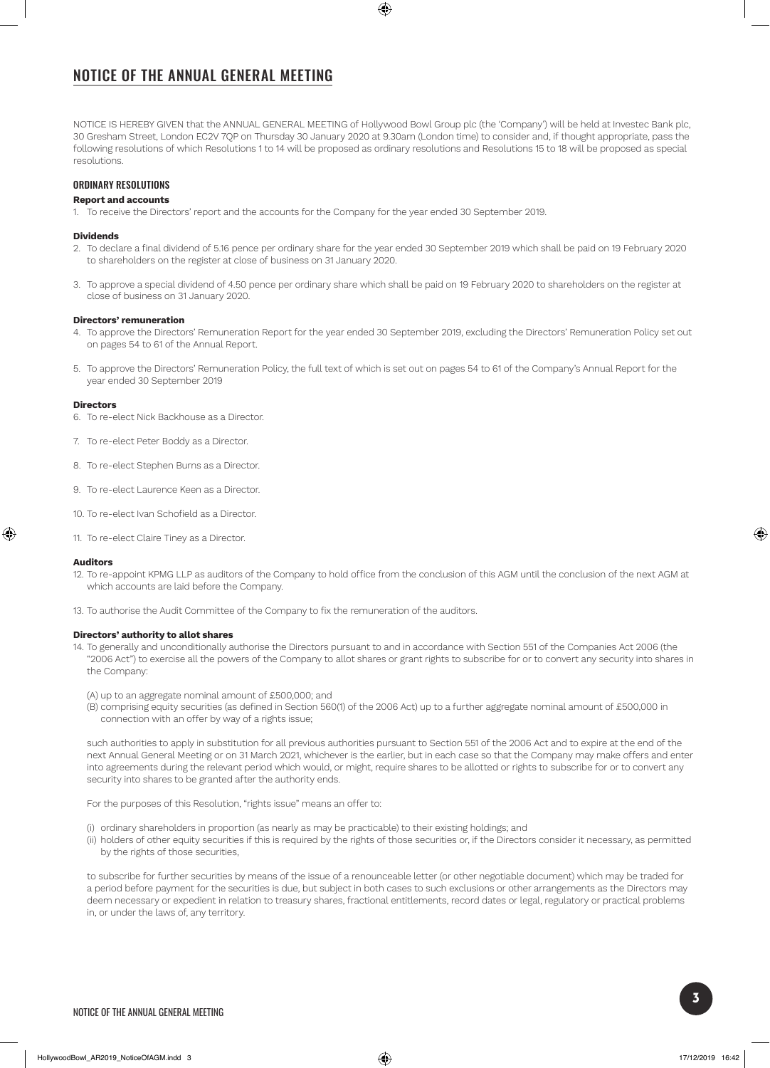# NOTICE OF THE ANNUAL GENERAL MEETING

NOTICE IS HEREBY GIVEN that the ANNUAL GENERAL MEETING of Hollywood Bowl Group plc (the 'Company') will be held at Investec Bank plc, 30 Gresham Street, London EC2V 7QP on Thursday 30 January 2020 at 9.30am (London time) to consider and, if thought appropriate, pass the following resolutions of which Resolutions 1 to 14 will be proposed as ordinary resolutions and Resolutions 15 to 18 will be proposed as special resolutions.

## ORDINARY RESOLUTIONS

### Report and accounts

1. To receive the Directors' report and the accounts for the Company for the year ended 30 September 2019.

### Dividends

2. To declare a final dividend of 5.16 pence per ordinary share for the year ended 30 September 2019 which shall be paid on 19 February 2020 to shareholders on the register at close of business on 31 January 2020.

3. To approve a special dividend of 4.50 pence per ordinary share which shall be paid on 19 February 2020 to shareholders on the register at close of business on 31 January 2020.

### Directors' remuneration

4. To approve the Directors' Remuneration Report for the year ended 30 September 2019, excluding the Directors' Remuneration Policy set out on pages 54 to 61 of the Annual Report.

5. To approve the Directors' Remuneration Policy, the full text of which is set out on pages 54 to 61 of the Company's Annual Report for the year ended 30 September 2019

### Directors

6. To re-elect Nick Backhouse as a Director.

7. To re-elect Peter Boddy as a Director.

8. To re-elect Stephen Burns as a Director.

9. To re-elect Laurence Keen as a Director.

10. To re-elect Ivan Schofield as a Director.

11. To re-elect Claire Tiney as a Director.

### Auditors

12. To re-appoint KPMG LLP as auditors of the Company to hold office from the conclusion of this AGM until the conclusion of the next AGM at which accounts are laid before the Company.

13. To authorise the Audit Committee of the Company to fix the remuneration of the auditors.

### Directors' authority to allot shares

14. To generally and unconditionally authorise the Directors pursuant to and in accordance with Section 551 of the Companies Act 2006 (the "2006 Act") to exercise all the powers of the Company to allot shares or grant rights to subscribe for or to convert any security into shares in the Company:

    (A) up to an aggregate nominal amount of £500,000; and

    (B) comprising equity securities (as defined in Section 560(1) of the 2006 Act) up to a further aggregate nominal amount of £500,000 in connection with an offer by way of a rights issue;

    such authorities to apply in substitution for all previous authorities pursuant to Section 551 of the 2006 Act and to expire at the end of the next Annual General Meeting or on 31 March 2021, whichever is the earlier, but in each case so that the Company may make offers and enter into agreements during the relevant period which would, or might, require shares to be allotted or rights to subscribe for or to convert any security into shares to be granted after the authority ends.

    For the purposes of this Resolution, "rights issue" means an offer to:

    (i) ordinary shareholders in proportion (as nearly as may be practicable) to their existing holdings; and

    (ii) holders of other equity securities if this is required by the rights of those securities or, if the Directors consider it necessary, as permitted by the rights of those securities,

    to subscribe for further securities by means of the issue of a renounceable letter (or other negotiable document) which may be traded for a period before payment for the securities is due, but subject in both cases to such exclusions or other arrangements as the Directors may deem necessary or expedient in relation to treasury shares, fractional entitlements, record dates or legal, regulatory or practical problems in, or under the laws of, any territory.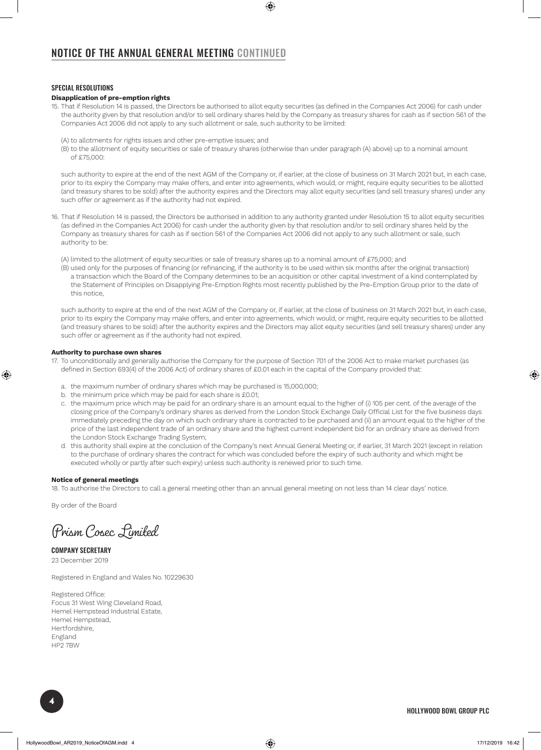# NOTICE OF THE ANNUAL GENERAL MEETING CONTINUED

## SPECIAL RESOLUTIONS

**Disapplication of pre-emption rights**

15. That if Resolution 14 is passed, the Directors be authorised to allot equity securities (as defined in the Companies Act 2006) for cash under the authority given by that resolution and/or to sell ordinary shares held by the Company as treasury shares for cash as if section 561 of the Companies Act 2006 did not apply to any such allotment or sale, such authority to be limited:

    (A) to allotments for rights issues and other pre-emptive issues; and

    (B) to the allotment of equity securities or sale of treasury shares (otherwise than under paragraph (A) above) up to a nominal amount of £75,000:

    such authority to expire at the end of the next AGM of the Company or, if earlier, at the close of business on 31 March 2021 but, in each case, prior to its expiry the Company may make offers, and enter into agreements, which would, or might, require equity securities to be allotted (and treasury shares to be sold) after the authority expires and the Directors may allot equity securities (and sell treasury shares) under any such offer or agreement as if the authority had not expired.

16. That if Resolution 14 is passed, the Directors be authorised in addition to any authority granted under Resolution 15 to allot equity securities (as defined in the Companies Act 2006) for cash under the authority given by that resolution and/or to sell ordinary shares held by the Company as treasury shares for cash as if section 561 of the Companies Act 2006 did not apply to any such allotment or sale, such authority to be:

    (A) limited to the allotment of equity securities or sale of treasury shares up to a nominal amount of £75,000; and

    (B) used only for the purposes of financing (or refinancing, if the authority is to be used within six months after the original transaction) a transaction which the Board of the Company determines to be an acquisition or other capital investment of a kind contemplated by the Statement of Principles on Disapplying Pre-Emption Rights most recently published by the Pre-Emption Group prior to the date of this notice,

    such authority to expire at the end of the next AGM of the Company or, if earlier, at the close of business on 31 March 2021 but, in each case, prior to its expiry the Company may make offers, and enter into agreements, which would, or might, require equity securities to be allotted (and treasury shares to be sold) after the authority expires and the Directors may allot equity securities (and sell treasury shares) under any such offer or agreement as if the authority had not expired.

**Authority to purchase own shares**

17. To unconditionally and generally authorise the Company for the purpose of Section 701 of the 2006 Act to make market purchases (as defined in Section 693(4) of the 2006 Act) of ordinary shares of £0.01 each in the capital of the Company provided that:

    a. the maximum number of ordinary shares which may be purchased is 15,000,000;
    b. the minimum price which may be paid for each share is £0.01;
    c. the maximum price which may be paid for an ordinary share is an amount equal to the higher of (i) 105 per cent. of the average of the closing price of the Company's ordinary shares as derived from the London Stock Exchange Daily Official List for the five business days immediately preceding the day on which such ordinary share is contracted to be purchased and (ii) an amount equal to the higher of the price of the last independent trade of an ordinary share and the highest current independent bid for an ordinary share as derived from the London Stock Exchange Trading System;
    d. this authority shall expire at the conclusion of the Company's next Annual General Meeting or, if earlier, 31 March 2021 (except in relation to the purchase of ordinary shares the contract for which was concluded before the expiry of such authority and which might be executed wholly or partly after such expiry) unless such authority is renewed prior to such time.

**Notice of general meetings**

18. To authorise the Directors to call a general meeting other than an annual general meeting on not less than 14 clear days' notice.

By order of the Board

*Prism Cosec Limited*

**COMPANY SECRETARY**
23 December 2019

Registered in England and Wales No. 10229630

Registered Office:
Focus 31 West Wing Cleveland Road,
Hemel Hempstead Industrial Estate,
Hemel Hempstead,
Hertfordshire,
England
HP2 7BW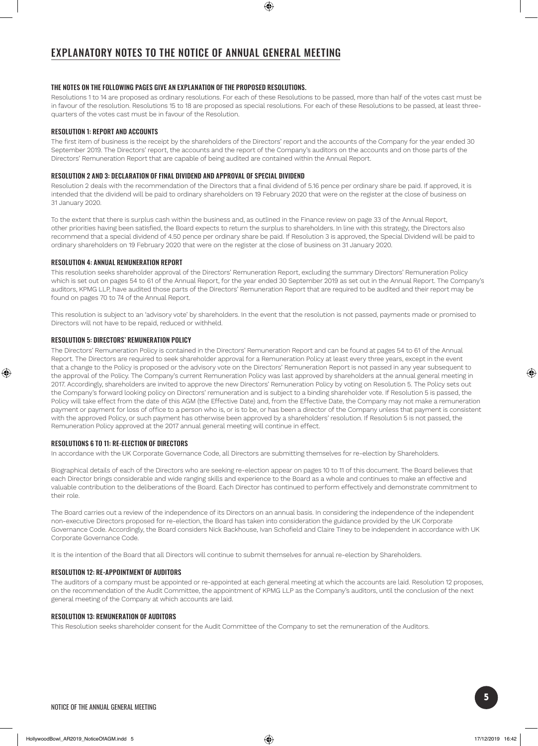# EXPLANATORY NOTES TO THE NOTICE OF ANNUAL GENERAL MEETING

#### THE NOTES ON THE FOLLOWING PAGES GIVE AN EXPLANATION OF THE PROPOSED RESOLUTIONS.

Resolutions 1 to 14 are proposed as ordinary resolutions. For each of these Resolutions to be passed, more than half of the votes cast must be in favour of the resolution. Resolutions 15 to 18 are proposed as special resolutions. For each of these Resolutions to be passed, at least three-quarters of the votes cast must be in favour of the Resolution.

#### RESOLUTION 1: REPORT AND ACCOUNTS

The first item of business is the receipt by the shareholders of the Directors' report and the accounts of the Company for the year ended 30 September 2019. The Directors' report, the accounts and the report of the Company's auditors on the accounts and on those parts of the Directors' Remuneration Report that are capable of being audited are contained within the Annual Report.

#### RESOLUTION 2 AND 3: DECLARATION OF FINAL DIVIDEND AND APPROVAL OF SPECIAL DIVIDEND

Resolution 2 deals with the recommendation of the Directors that a final dividend of 5.16 pence per ordinary share be paid. If approved, it is intended that the dividend will be paid to ordinary shareholders on 19 February 2020 that were on the register at the close of business on 31 January 2020.

To the extent that there is surplus cash within the business and, as outlined in the Finance review on page 33 of the Annual Report, other priorities having been satisfied, the Board expects to return the surplus to shareholders. In line with this strategy, the Directors also recommend that a special dividend of 4.50 pence per ordinary share be paid. If Resolution 3 is approved, the Special Dividend will be paid to ordinary shareholders on 19 February 2020 that were on the register at the close of business on 31 January 2020.

#### RESOLUTION 4: ANNUAL REMUNERATION REPORT

This resolution seeks shareholder approval of the Directors' Remuneration Report, excluding the summary Directors' Remuneration Policy which is set out on pages 54 to 61 of the Annual Report, for the year ended 30 September 2019 as set out in the Annual Report. The Company's auditors, KPMG LLP, have audited those parts of the Directors' Remuneration Report that are required to be audited and their report may be found on pages 70 to 74 of the Annual Report.

This resolution is subject to an 'advisory vote' by shareholders. In the event that the resolution is not passed, payments made or promised to Directors will not have to be repaid, reduced or withheld.

#### RESOLUTION 5: DIRECTORS' REMUNERATION POLICY

The Directors' Remuneration Policy is contained in the Directors' Remuneration Report and can be found at pages 54 to 61 of the Annual Report. The Directors are required to seek shareholder approval for a Remuneration Policy at least every three years, except in the event that a change to the Policy is proposed or the advisory vote on the Directors' Remuneration Report is not passed in any year subsequent to the approval of the Policy. The Company's current Remuneration Policy was last approved by shareholders at the annual general meeting in 2017. Accordingly, shareholders are invited to approve the new Directors' Remuneration Policy by voting on Resolution 5. The Policy sets out the Company's forward looking policy on Directors' remuneration and is subject to a binding shareholder vote. If Resolution 5 is passed, the Policy will take effect from the date of this AGM (the Effective Date) and, from the Effective Date, the Company may not make a remuneration payment or payment for loss of office to a person who is, or is to be, or has been a director of the Company unless that payment is consistent with the approved Policy, or such payment has otherwise been approved by a shareholders' resolution. If Resolution 5 is not passed, the Remuneration Policy approved at the 2017 annual general meeting will continue in effect.

#### RESOLUTIONS 6 TO 11: RE-ELECTION OF DIRECTORS

In accordance with the UK Corporate Governance Code, all Directors are submitting themselves for re-election by Shareholders.

Biographical details of each of the Directors who are seeking re-election appear on pages 10 to 11 of this document. The Board believes that each Director brings considerable and wide ranging skills and experience to the Board as a whole and continues to make an effective and valuable contribution to the deliberations of the Board. Each Director has continued to perform effectively and demonstrate commitment to their role.

The Board carries out a review of the independence of its Directors on an annual basis. In considering the independence of the independent non-executive Directors proposed for re-election, the Board has taken into consideration the guidance provided by the UK Corporate Governance Code. Accordingly, the Board considers Nick Backhouse, Ivan Schofield and Claire Tiney to be independent in accordance with UK Corporate Governance Code.

It is the intention of the Board that all Directors will continue to submit themselves for annual re-election by Shareholders.

#### RESOLUTION 12: RE-APPOINTMENT OF AUDITORS

The auditors of a company must be appointed or re-appointed at each general meeting at which the accounts are laid. Resolution 12 proposes, on the recommendation of the Audit Committee, the appointment of KPMG LLP as the Company's auditors, until the conclusion of the next general meeting of the Company at which accounts are laid.

#### RESOLUTION 13: REMUNERATION OF AUDITORS

This Resolution seeks shareholder consent for the Audit Committee of the Company to set the remuneration of the Auditors.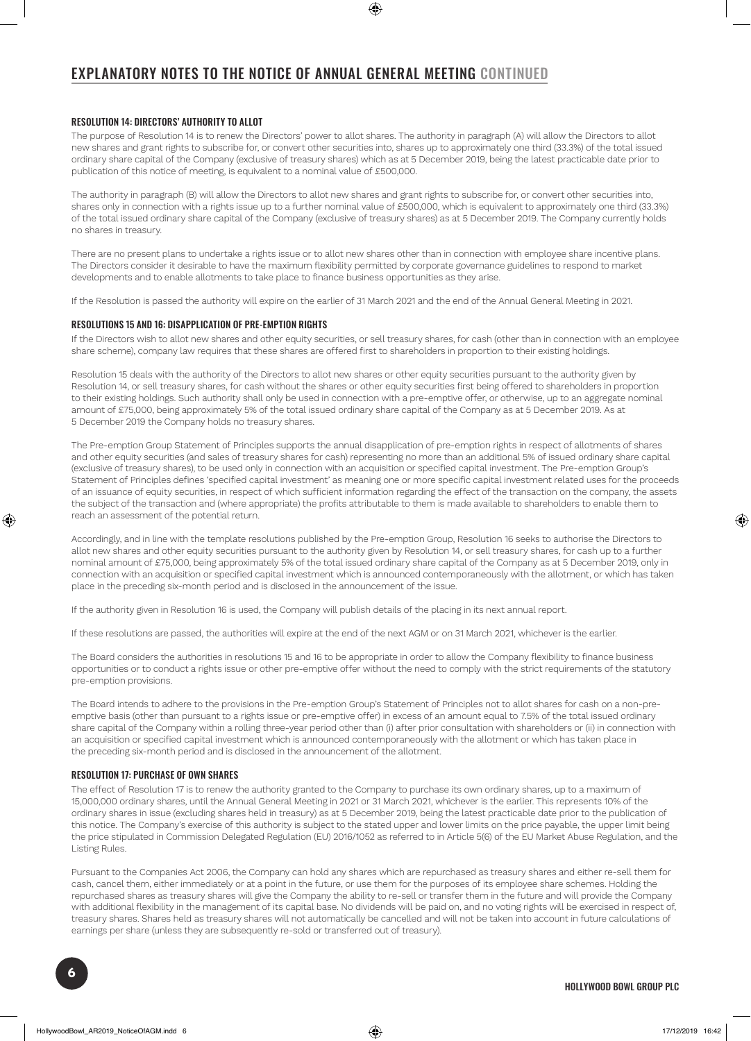# EXPLANATORY NOTES TO THE NOTICE OF ANNUAL GENERAL MEETING CONTINUED

### RESOLUTION 14: DIRECTORS' AUTHORITY TO ALLOT

The purpose of Resolution 14 is to renew the Directors' power to allot shares. The authority in paragraph (A) will allow the Directors to allot new shares and grant rights to subscribe for, or convert other securities into, shares up to approximately one third (33.3%) of the total issued ordinary share capital of the Company (exclusive of treasury shares) which as at 5 December 2019, being the latest practicable date prior to publication of this notice of meeting, is equivalent to a nominal value of £500,000.

The authority in paragraph (B) will allow the Directors to allot new shares and grant rights to subscribe for, or convert other securities into, shares only in connection with a rights issue up to a further nominal value of £500,000, which is equivalent to approximately one third (33.3%) of the total issued ordinary share capital of the Company (exclusive of treasury shares) as at 5 December 2019. The Company currently holds no shares in treasury.

There are no present plans to undertake a rights issue or to allot new shares other than in connection with employee share incentive plans. The Directors consider it desirable to have the maximum flexibility permitted by corporate governance guidelines to respond to market developments and to enable allotments to take place to finance business opportunities as they arise.

If the Resolution is passed the authority will expire on the earlier of 31 March 2021 and the end of the Annual General Meeting in 2021.

### RESOLUTIONS 15 AND 16: DISAPPLICATION OF PRE-EMPTION RIGHTS

If the Directors wish to allot new shares and other equity securities, or sell treasury shares, for cash (other than in connection with an employee share scheme), company law requires that these shares are offered first to shareholders in proportion to their existing holdings.

Resolution 15 deals with the authority of the Directors to allot new shares or other equity securities pursuant to the authority given by Resolution 14, or sell treasury shares, for cash without the shares or other equity securities first being offered to shareholders in proportion to their existing holdings. Such authority shall only be used in connection with a pre-emptive offer, or otherwise, up to an aggregate nominal amount of £75,000, being approximately 5% of the total issued ordinary share capital of the Company as at 5 December 2019. As at 5 December 2019 the Company holds no treasury shares.

The Pre-emption Group Statement of Principles supports the annual disapplication of pre-emption rights in respect of allotments of shares and other equity securities (and sales of treasury shares for cash) representing no more than an additional 5% of issued ordinary share capital (exclusive of treasury shares), to be used only in connection with an acquisition or specified capital investment. The Pre-emption Group's Statement of Principles defines 'specified capital investment' as meaning one or more specific capital investment related uses for the proceeds of an issuance of equity securities, in respect of which sufficient information regarding the effect of the transaction on the company, the assets the subject of the transaction and (where appropriate) the profits attributable to them is made available to shareholders to enable them to reach an assessment of the potential return.

Accordingly, and in line with the template resolutions published by the Pre-emption Group, Resolution 16 seeks to authorise the Directors to allot new shares and other equity securities pursuant to the authority given by Resolution 14, or sell treasury shares, for cash up to a further nominal amount of £75,000, being approximately 5% of the total issued ordinary share capital of the Company as at 5 December 2019, only in connection with an acquisition or specified capital investment which is announced contemporaneously with the allotment, or which has taken place in the preceding six-month period and is disclosed in the announcement of the issue.

If the authority given in Resolution 16 is used, the Company will publish details of the placing in its next annual report.

If these resolutions are passed, the authorities will expire at the end of the next AGM or on 31 March 2021, whichever is the earlier.

The Board considers the authorities in resolutions 15 and 16 to be appropriate in order to allow the Company flexibility to finance business opportunities or to conduct a rights issue or other pre-emptive offer without the need to comply with the strict requirements of the statutory pre-emption provisions.

The Board intends to adhere to the provisions in the Pre-emption Group's Statement of Principles not to allot shares for cash on a non-pre-emptive basis (other than pursuant to a rights issue or pre-emptive offer) in excess of an amount equal to 7.5% of the total issued ordinary share capital of the Company within a rolling three-year period other than (i) after prior consultation with shareholders or (ii) in connection with an acquisition or specified capital investment which is announced contemporaneously with the allotment or which has taken place in the preceding six-month period and is disclosed in the announcement of the allotment.

### RESOLUTION 17: PURCHASE OF OWN SHARES

The effect of Resolution 17 is to renew the authority granted to the Company to purchase its own ordinary shares, up to a maximum of 15,000,000 ordinary shares, until the Annual General Meeting in 2021 or 31 March 2021, whichever is the earlier. This represents 10% of the ordinary shares in issue (excluding shares held in treasury) as at 5 December 2019, being the latest practicable date prior to the publication of this notice. The Company's exercise of this authority is subject to the stated upper and lower limits on the price payable, the upper limit being the price stipulated in Commission Delegated Regulation (EU) 2016/1052 as referred to in Article 5(6) of the EU Market Abuse Regulation, and the Listing Rules.

Pursuant to the Companies Act 2006, the Company can hold any shares which are repurchased as treasury shares and either re-sell them for cash, cancel them, either immediately or at a point in the future, or use them for the purposes of its employee share schemes. Holding the repurchased shares as treasury shares will give the Company the ability to re-sell or transfer them in the future and will provide the Company with additional flexibility in the management of its capital base. No dividends will be paid on, and no voting rights will be exercised in respect of, treasury shares. Shares held as treasury shares will not automatically be cancelled and will not be taken into account in future calculations of earnings per share (unless they are subsequently re-sold or transferred out of treasury).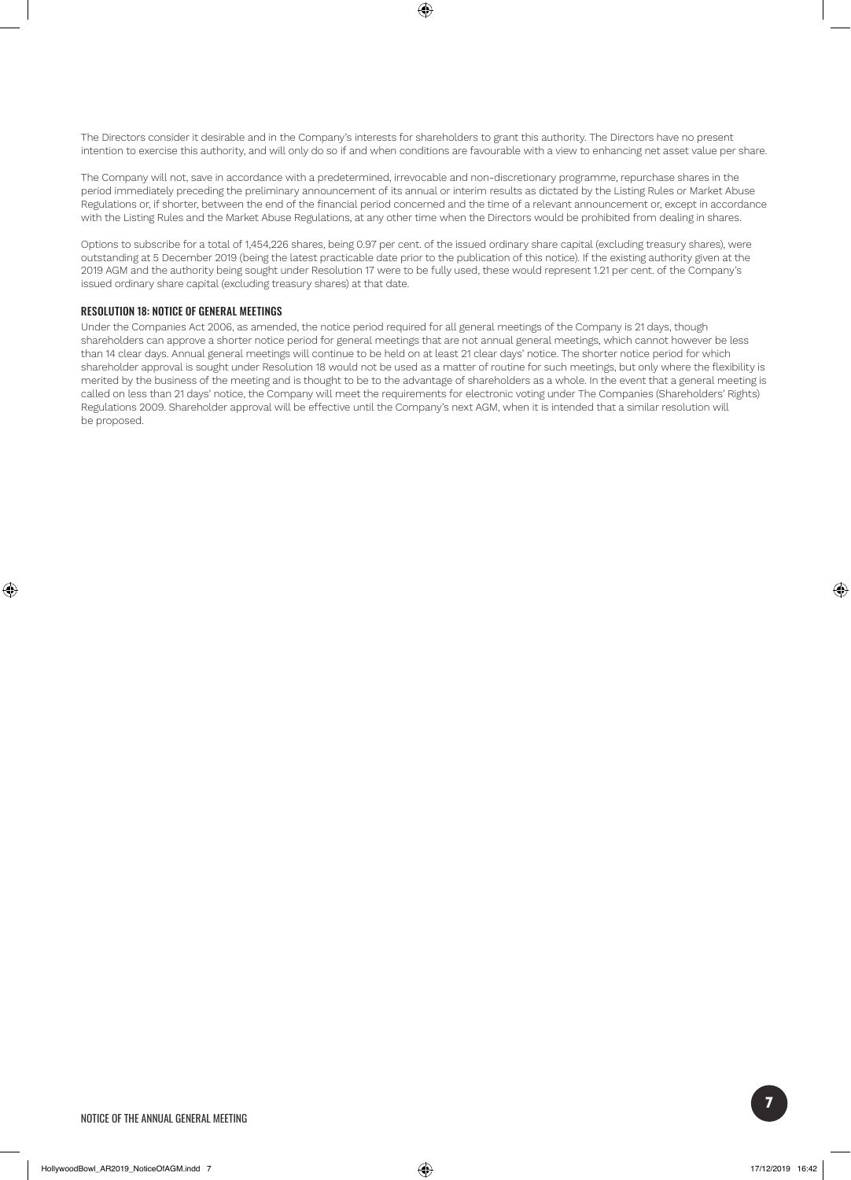The Directors consider it desirable and in the Company's interests for shareholders to grant this authority. The Directors have no present intention to exercise this authority, and will only do so if and when conditions are favourable with a view to enhancing net asset value per share.

The Company will not, save in accordance with a predetermined, irrevocable and non-discretionary programme, repurchase shares in the period immediately preceding the preliminary announcement of its annual or interim results as dictated by the Listing Rules or Market Abuse Regulations or, if shorter, between the end of the financial period concerned and the time of a relevant announcement or, except in accordance with the Listing Rules and the Market Abuse Regulations, at any other time when the Directors would be prohibited from dealing in shares.

Options to subscribe for a total of 1,454,226 shares, being 0.97 per cent. of the issued ordinary share capital (excluding treasury shares), were outstanding at 5 December 2019 (being the latest practicable date prior to the publication of this notice). If the existing authority given at the 2019 AGM and the authority being sought under Resolution 17 were to be fully used, these would represent 1.21 per cent. of the Company's issued ordinary share capital (excluding treasury shares) at that date.

### RESOLUTION 18: NOTICE OF GENERAL MEETINGS

Under the Companies Act 2006, as amended, the notice period required for all general meetings of the Company is 21 days, though shareholders can approve a shorter notice period for general meetings that are not annual general meetings, which cannot however be less than 14 clear days. Annual general meetings will continue to be held on at least 21 clear days' notice. The shorter notice period for which shareholder approval is sought under Resolution 18 would not be used as a matter of routine for such meetings, but only where the flexibility is merited by the business of the meeting and is thought to be to the advantage of shareholders as a whole. In the event that a general meeting is called on less than 21 days' notice, the Company will meet the requirements for electronic voting under The Companies (Shareholders' Rights) Regulations 2009. Shareholder approval will be effective until the Company's next AGM, when it is intended that a similar resolution will be proposed.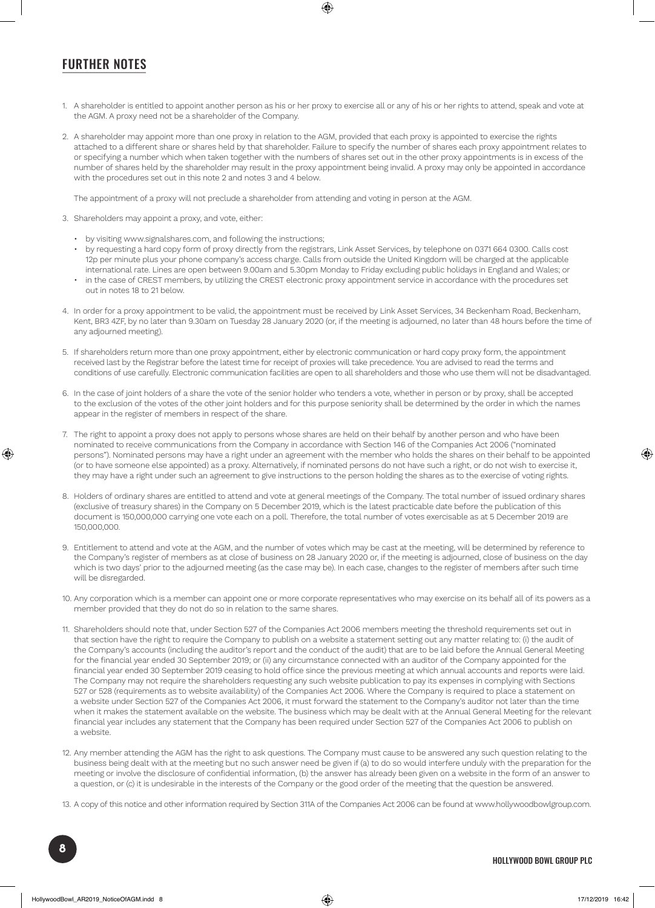## FURTHER NOTES

1. A shareholder is entitled to appoint another person as his or her proxy to exercise all or any of his or her rights to attend, speak and vote at the AGM. A proxy need not be a shareholder of the Company.

2. A shareholder may appoint more than one proxy in relation to the AGM, provided that each proxy is appointed to exercise the rights attached to a different share or shares held by that shareholder. Failure to specify the number of shares each proxy appointment relates to or specifying a number which when taken together with the numbers of shares set out in the other proxy appointments is in excess of the number of shares held by the shareholder may result in the proxy appointment being invalid. A proxy may only be appointed in accordance with the procedures set out in this note 2 and notes 3 and 4 below.

   The appointment of a proxy will not preclude a shareholder from attending and voting in person at the AGM.

3. Shareholders may appoint a proxy, and vote, either:

   - by visiting www.signalshares.com, and following the instructions;
   - by requesting a hard copy form of proxy directly from the registrars, Link Asset Services, by telephone on 0371 664 0300. Calls cost 12p per minute plus your phone company's access charge. Calls from outside the United Kingdom will be charged at the applicable international rate. Lines are open between 9.00am and 5.30pm Monday to Friday excluding public holidays in England and Wales; or
   - in the case of CREST members, by utilizing the CREST electronic proxy appointment service in accordance with the procedures set out in notes 18 to 21 below.

4. In order for a proxy appointment to be valid, the appointment must be received by Link Asset Services, 34 Beckenham Road, Beckenham, Kent, BR3 4ZF, by no later than 9.30am on Tuesday 28 January 2020 (or, if the meeting is adjourned, no later than 48 hours before the time of any adjourned meeting).

5. If shareholders return more than one proxy appointment, either by electronic communication or hard copy proxy form, the appointment received last by the Registrar before the latest time for receipt of proxies will take precedence. You are advised to read the terms and conditions of use carefully. Electronic communication facilities are open to all shareholders and those who use them will not be disadvantaged.

6. In the case of joint holders of a share the vote of the senior holder who tenders a vote, whether in person or by proxy, shall be accepted to the exclusion of the votes of the other joint holders and for this purpose seniority shall be determined by the order in which the names appear in the register of members in respect of the share.

7. The right to appoint a proxy does not apply to persons whose shares are held on their behalf by another person and who have been nominated to receive communications from the Company in accordance with Section 146 of the Companies Act 2006 ("nominated persons"). Nominated persons may have a right under an agreement with the member who holds the shares on their behalf to be appointed (or to have someone else appointed) as a proxy. Alternatively, if nominated persons do not have such a right, or do not wish to exercise it, they may have a right under such an agreement to give instructions to the person holding the shares as to the exercise of voting rights.

8. Holders of ordinary shares are entitled to attend and vote at general meetings of the Company. The total number of issued ordinary shares (exclusive of treasury shares) in the Company on 5 December 2019, which is the latest practicable date before the publication of this document is 150,000,000 carrying one vote each on a poll. Therefore, the total number of votes exercisable as at 5 December 2019 are 150,000,000.

9. Entitlement to attend and vote at the AGM, and the number of votes which may be cast at the meeting, will be determined by reference to the Company's register of members as at close of business on 28 January 2020 or, if the meeting is adjourned, close of business on the day which is two days' prior to the adjourned meeting (as the case may be). In each case, changes to the register of members after such time will be disregarded.

10. Any corporation which is a member can appoint one or more corporate representatives who may exercise on its behalf all of its powers as a member provided that they do not do so in relation to the same shares.

11. Shareholders should note that, under Section 527 of the Companies Act 2006 members meeting the threshold requirements set out in that section have the right to require the Company to publish on a website a statement setting out any matter relating to: (i) the audit of the Company's accounts (including the auditor's report and the conduct of the audit) that are to be laid before the Annual General Meeting for the financial year ended 30 September 2019; or (ii) any circumstance connected with an auditor of the Company appointed for the financial year ended 30 September 2019 ceasing to hold office since the previous meeting at which annual accounts and reports were laid. The Company may not require the shareholders requesting any such website publication to pay its expenses in complying with Sections 527 or 528 (requirements as to website availability) of the Companies Act 2006. Where the Company is required to place a statement on a website under Section 527 of the Companies Act 2006, it must forward the statement to the Company's auditor not later than the time when it makes the statement available on the website. The business which may be dealt with at the Annual General Meeting for the relevant financial year includes any statement that the Company has been required under Section 527 of the Companies Act 2006 to publish on a website.

12. Any member attending the AGM has the right to ask questions. The Company must cause to be answered any such question relating to the business being dealt with at the meeting but no such answer need be given if (a) to do so would interfere unduly with the preparation for the meeting or involve the disclosure of confidential information, (b) the answer has already been given on a website in the form of an answer to a question, or (c) it is undesirable in the interests of the Company or the good order of the meeting that the question be answered.

13. A copy of this notice and other information required by Section 311A of the Companies Act 2006 can be found at www.hollywoodbowlgroup.com.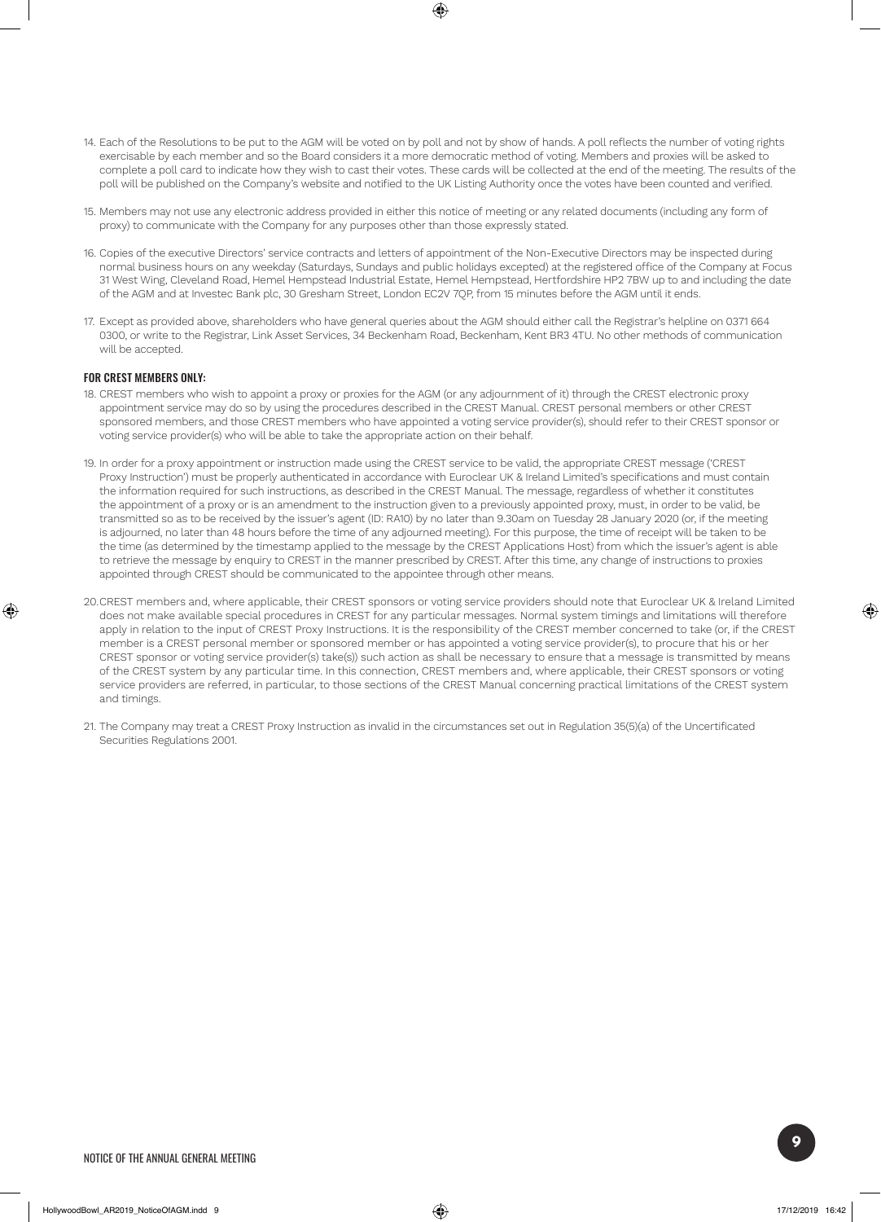14. Each of the Resolutions to be put to the AGM will be voted on by poll and not by show of hands. A poll reflects the number of voting rights exercisable by each member and so the Board considers it a more democratic method of voting. Members and proxies will be asked to complete a poll card to indicate how they wish to cast their votes. These cards will be collected at the end of the meeting. The results of the poll will be published on the Company's website and notified to the UK Listing Authority once the votes have been counted and verified.

15. Members may not use any electronic address provided in either this notice of meeting or any related documents (including any form of proxy) to communicate with the Company for any purposes other than those expressly stated.

16. Copies of the executive Directors' service contracts and letters of appointment of the Non-Executive Directors may be inspected during normal business hours on any weekday (Saturdays, Sundays and public holidays excepted) at the registered office of the Company at Focus 31 West Wing, Cleveland Road, Hemel Hempstead Industrial Estate, Hemel Hempstead, Hertfordshire HP2 7BW up to and including the date of the AGM and at Investec Bank plc, 30 Gresham Street, London EC2V 7QP, from 15 minutes before the AGM until it ends.

17. Except as provided above, shareholders who have general queries about the AGM should either call the Registrar's helpline on 0371 664 0300, or write to the Registrar, Link Asset Services, 34 Beckenham Road, Beckenham, Kent BR3 4TU. No other methods of communication will be accepted.

**FOR CREST MEMBERS ONLY:**

18. CREST members who wish to appoint a proxy or proxies for the AGM (or any adjournment of it) through the CREST electronic proxy appointment service may do so by using the procedures described in the CREST Manual. CREST personal members or other CREST sponsored members, and those CREST members who have appointed a voting service provider(s), should refer to their CREST sponsor or voting service provider(s) who will be able to take the appropriate action on their behalf.

19. In order for a proxy appointment or instruction made using the CREST service to be valid, the appropriate CREST message ('CREST Proxy Instruction') must be properly authenticated in accordance with Euroclear UK & Ireland Limited's specifications and must contain the information required for such instructions, as described in the CREST Manual. The message, regardless of whether it constitutes the appointment of a proxy or is an amendment to the instruction given to a previously appointed proxy, must, in order to be valid, be transmitted so as to be received by the issuer's agent (ID: RA10) by no later than 9.30am on Tuesday 28 January 2020 (or, if the meeting is adjourned, no later than 48 hours before the time of any adjourned meeting). For this purpose, the time of receipt will be taken to be the time (as determined by the timestamp applied to the message by the CREST Applications Host) from which the issuer's agent is able to retrieve the message by enquiry to CREST in the manner prescribed by CREST. After this time, any change of instructions to proxies appointed through CREST should be communicated to the appointee through other means.

20. CREST members and, where applicable, their CREST sponsors or voting service providers should note that Euroclear UK & Ireland Limited does not make available special procedures in CREST for any particular messages. Normal system timings and limitations will therefore apply in relation to the input of CREST Proxy Instructions. It is the responsibility of the CREST member concerned to take (or, if the CREST member is a CREST personal member or sponsored member or has appointed a voting service provider(s), to procure that his or her CREST sponsor or voting service provider(s) take(s)) such action as shall be necessary to ensure that a message is transmitted by means of the CREST system by any particular time. In this connection, CREST members and, where applicable, their CREST sponsors or voting service providers are referred, in particular, to those sections of the CREST Manual concerning practical limitations of the CREST system and timings.

21. The Company may treat a CREST Proxy Instruction as invalid in the circumstances set out in Regulation 35(5)(a) of the Uncertificated Securities Regulations 2001.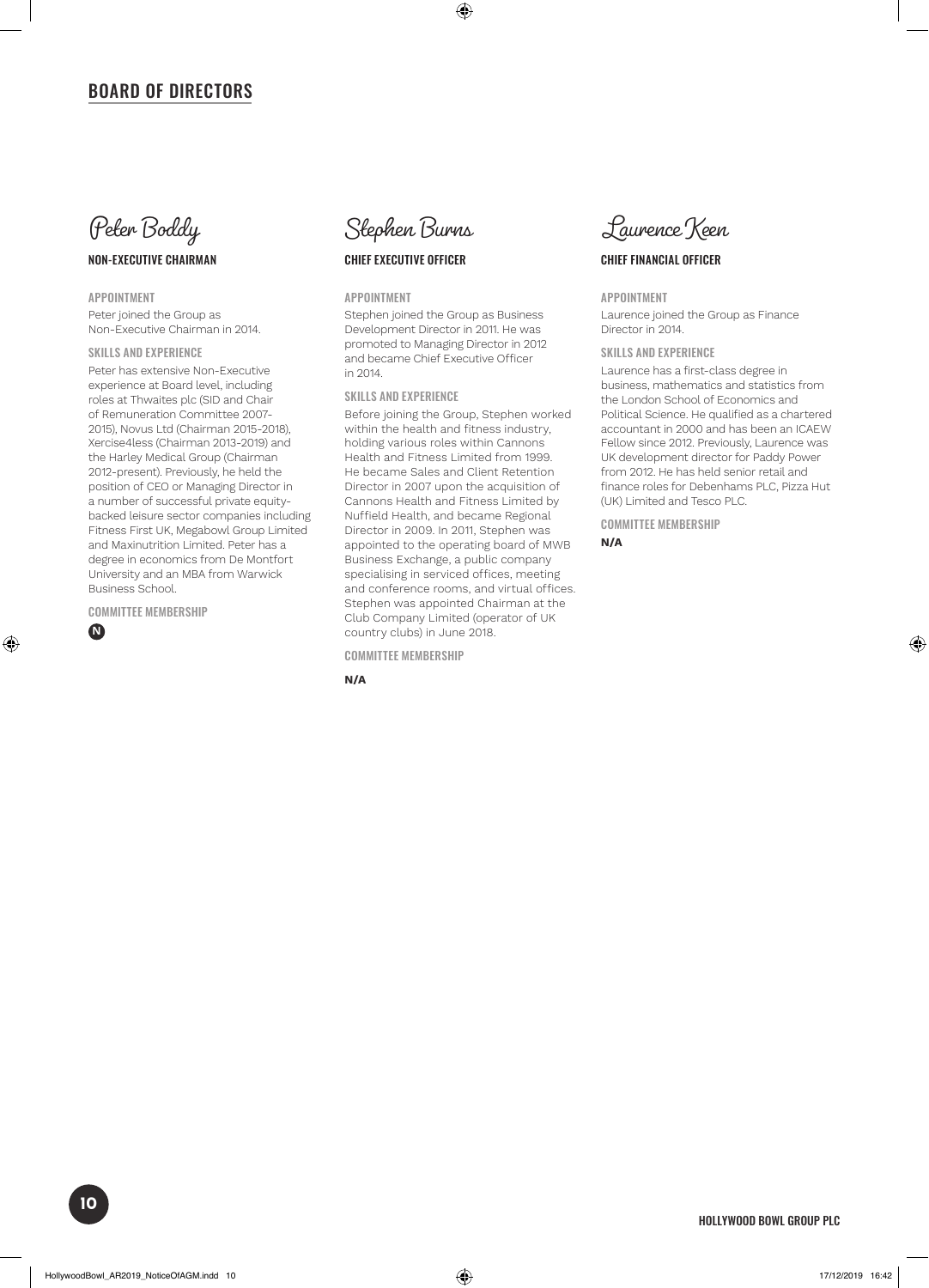## BOARD OF DIRECTORS

### Peter Boddy

**NON-EXECUTIVE CHAIRMAN**

**APPOINTMENT**

Peter joined the Group as Non-Executive Chairman in 2014.

**SKILLS AND EXPERIENCE**

Peter has extensive Non-Executive experience at Board level, including roles at Thwaites plc (SID and Chair of Remuneration Committee 2007-2015), Novus Ltd (Chairman 2015-2018), Xercise4less (Chairman 2013-2019) and the Harley Medical Group (Chairman 2012-present). Previously, he held the position of CEO or Managing Director in a number of successful private equity-backed leisure sector companies including Fitness First UK, Megabowl Group Limited and Maxinutrition Limited. Peter has a degree in economics from De Montfort University and an MBA from Warwick Business School.

**COMMITTEE MEMBERSHIP**

N

### Stephen Burns

**CHIEF EXECUTIVE OFFICER**

**APPOINTMENT**

Stephen joined the Group as Business Development Director in 2011. He was promoted to Managing Director in 2012 and became Chief Executive Officer in 2014.

**SKILLS AND EXPERIENCE**

Before joining the Group, Stephen worked within the health and fitness industry, holding various roles within Cannons Health and Fitness Limited from 1999. He became Sales and Client Retention Director in 2007 upon the acquisition of Cannons Health and Fitness Limited by Nuffield Health, and became Regional Director in 2009. In 2011, Stephen was appointed to the operating board of MWB Business Exchange, a public company specialising in serviced offices, meeting and conference rooms, and virtual offices. Stephen was appointed Chairman at the Club Company Limited (operator of UK country clubs) in June 2018.

**COMMITTEE MEMBERSHIP**

**N/A**

### Laurence Keen

**CHIEF FINANCIAL OFFICER**

**APPOINTMENT**

Laurence joined the Group as Finance Director in 2014.

**SKILLS AND EXPERIENCE**

Laurence has a first-class degree in business, mathematics and statistics from the London School of Economics and Political Science. He qualified as a chartered accountant in 2000 and has been an ICAEW Fellow since 2012. Previously, Laurence was UK development director for Paddy Power from 2012. He has held senior retail and finance roles for Debenhams PLC, Pizza Hut (UK) Limited and Tesco PLC.

**COMMITTEE MEMBERSHIP**

**N/A**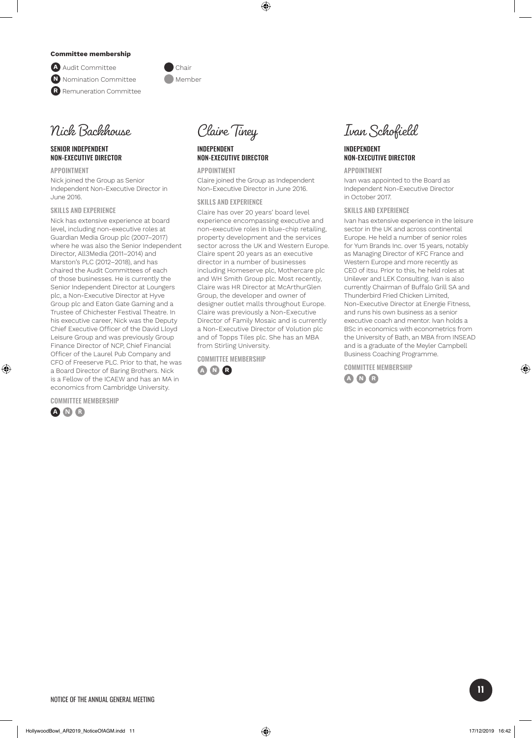**Committee membership**

- **A** Audit Committee
- **N** Nomination Committee
- **R** Remuneration Committee

- ● Chair
- ● Member

## Nick Backhouse

### SENIOR INDEPENDENT NON-EXECUTIVE DIRECTOR

#### APPOINTMENT

Nick joined the Group as Senior Independent Non-Executive Director in June 2016.

#### SKILLS AND EXPERIENCE

Nick has extensive experience at board level, including non-executive roles at Guardian Media Group plc (2007–2017) where he was also the Senior Independent Director, All3Media (2011–2014) and Marston's PLC (2012–2018), and has chaired the Audit Committees of each of those businesses. He is currently the Senior Independent Director at Loungers plc, a Non-Executive Director at Hyve Group plc and Eaton Gate Gaming and a Trustee of Chichester Festival Theatre. In his executive career, Nick was the Deputy Chief Executive Officer of the David Lloyd Leisure Group and was previously Group Finance Director of NCP, Chief Financial Officer of the Laurel Pub Company and CFO of Freeserve PLC. Prior to that, he was a Board Director of Baring Brothers. Nick is a Fellow of the ICAEW and has an MA in economics from Cambridge University.

#### COMMITTEE MEMBERSHIP

A (Chair) N R

## Claire Tiney

### INDEPENDENT NON-EXECUTIVE DIRECTOR

#### APPOINTMENT

Claire joined the Group as Independent Non-Executive Director in June 2016.

#### SKILLS AND EXPERIENCE

Claire has over 20 years' board level experience encompassing executive and non-executive roles in blue-chip retailing, property development and the services sector across the UK and Western Europe. Claire spent 20 years as an executive director in a number of businesses including Homeserve plc, Mothercare plc and WH Smith Group plc. Most recently, Claire was HR Director at McArthurGlen Group, the developer and owner of designer outlet malls throughout Europe. Claire was previously a Non-Executive Director of Family Mosaic and is currently a Non-Executive Director of Volution plc and of Topps Tiles plc. She has an MBA from Stirling University.

#### COMMITTEE MEMBERSHIP

A N R (Chair)

## Ivan Schofield

### INDEPENDENT NON-EXECUTIVE DIRECTOR

#### APPOINTMENT

Ivan was appointed to the Board as Independent Non-Executive Director in October 2017.

#### SKILLS AND EXPERIENCE

Ivan has extensive experience in the leisure sector in the UK and across continental Europe. He held a number of senior roles for Yum Brands Inc. over 15 years, notably as Managing Director of KFC France and Western Europe and more recently as CEO of itsu. Prior to this, he held roles at Unilever and LEK Consulting. Ivan is also currently Chairman of Buffalo Grill SA and Thunderbird Fried Chicken Limited, Non-Executive Director at Energie Fitness, and runs his own business as a senior executive coach and mentor. Ivan holds a BSc in economics with econometrics from the University of Bath, an MBA from INSEAD and is a graduate of the Meyler Campbell Business Coaching Programme.

#### COMMITTEE MEMBERSHIP

A N R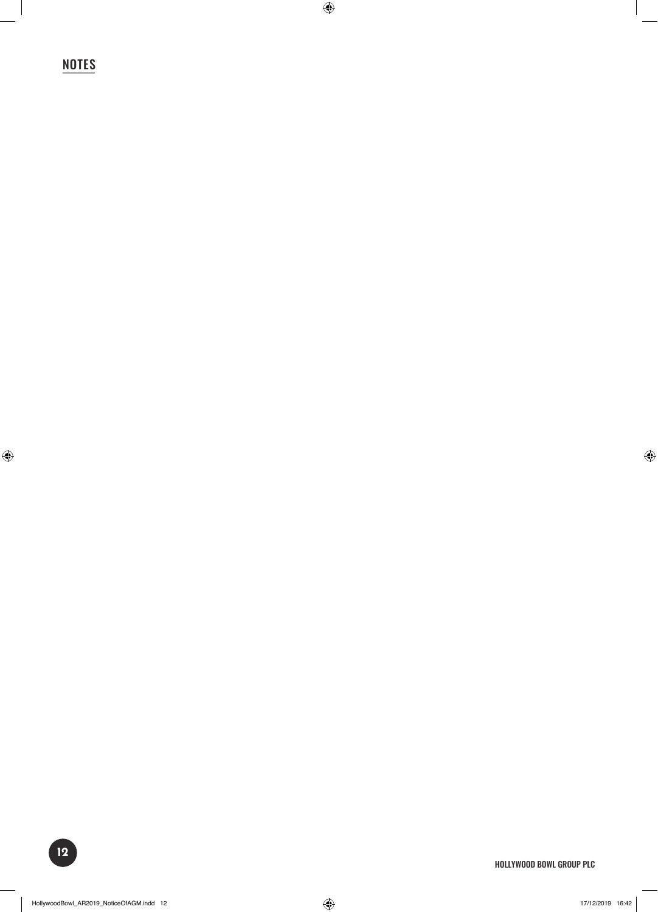## NOTES